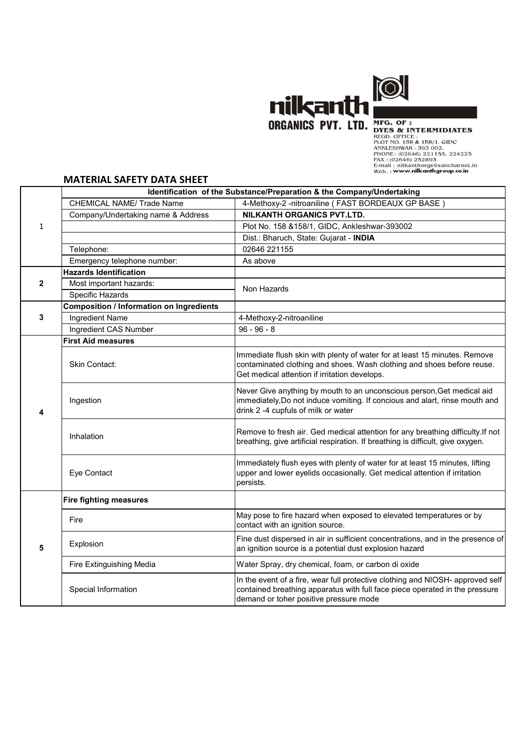**nilkanth ORGANICS PVT. LTD.**

MFG. OF :
DYES & INTERMIDIATES
REGD. OFFICE :
PLOT NO. 158 & 158/1, GIDC
ANKLESHWAR - 393 002.
PHONE : (02646) 221155, 224223
FAX : (02646) 252893
E-mail : nilkanthorgs@sancharnet.in
Web. : www.nilkanthgroup.co.in

## MATERIAL SAFETY DATA SHEET

| | | |
|---|---|---|
| | **Identification of the Substance/Preparation & the Company/Undertaking** | |
| 1 | CHEMICAL NAME/ Trade Name | 4-Methoxy-2 -nitroaniline ( FAST BORDEAUX GP BASE ) |
| | Company/Undertaking name & Address | **NILKANTH ORGANICS PVT.LTD.** |
| | | Plot No. 158 &158/1, GIDC, Ankleshwar-393002 |
| | | Dist.: Bharuch, State: Gujarat - **INDIA** |
| | Telephone: | 02646 221155 |
| | Emergency telephone number: | As above |
| **2** | **Hazards Identification** | |
| | Most important hazards: | Non Hazards |
| | Specific Hazards | |
| **3** | **Composition / Information on Ingredients** | |
| | Ingredient Name | 4-Methoxy-2-nitroaniline |
| | Ingredient CAS Number | 96 - 96 - 8 |
| **4** | **First Aid measures** | |
| | Skin Contact: | Immediate flush skin with plenty of water for at least 15 minutes. Remove contaminated clothing and shoes. Wash clothing and shoes before reuse. Get medical attention if irritation develops. |
| | Ingestion | Never Give anything by mouth to an unconscious person,Get medical aid immediately,Do not induce vomiting. If concious and alart, rinse mouth and drink 2 -4 cupfuls of milk or water |
| | Inhalation | Remove to fresh air. Ged medical attention for any breathing difficulty.If not breathing, give artificial respiration. If breathing is difficult, give oxygen. |
| | Eye Contact | Immediately flush eyes with plenty of water for at least 15 minutes, lifting upper and lower eyelids occasionally. Get medical attention if irritation persists. |
| **5** | **Fire fighting measures** | |
| | Fire | May pose to fire hazard when exposed to elevated temperatures or by contact with an ignition source. |
| | Explosion | Fine dust dispersed in air in sufficient concentrations, and in the presence of an ignition source is a potential dust explosion hazard |
| | Fire Extinguishing Media | Water Spray, dry chemical, foam, or carbon di oxide |
| | Special Information | In the event of a fire, wear full protective clothing and NIOSH- approved self contained breathing apparatus with full face piece operated in the pressure demand or toher positive pressure mode |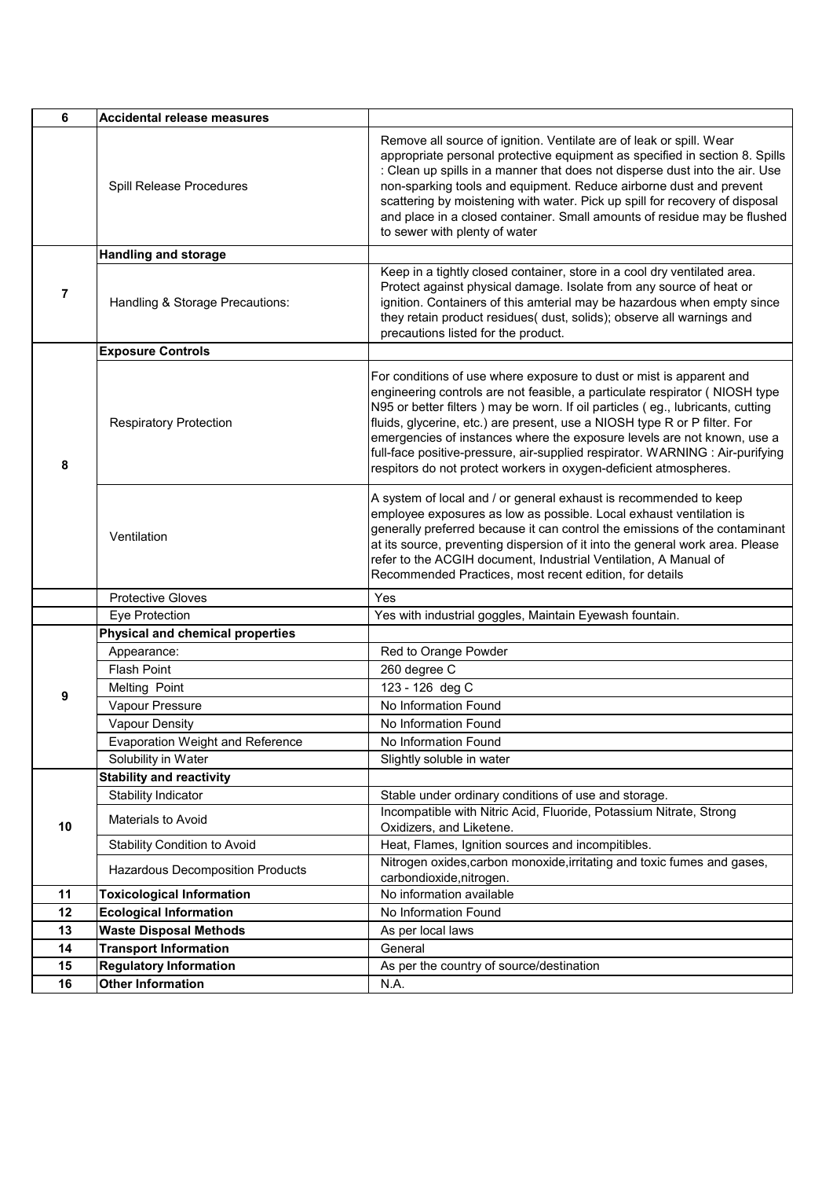| | | |
|---|---|---|
| 6 | **Accidental release measures** | |
| | Spill Release Procedures | Remove all source of ignition. Ventilate are of leak or spill. Wear appropriate personal protective equipment as specified in section 8. Spills : Clean up spills in a manner that does not disperse dust into the air. Use non-sparking tools and equipment. Reduce airborne dust and prevent scattering by moistening with water. Pick up spill for recovery of disposal and place in a closed container. Small amounts of residue may be flushed to sewer with plenty of water |
| 7 | **Handling and storage** | |
| | Handling & Storage Precautions: | Keep in a tightly closed container, store in a cool dry ventilated area. Protect against physical damage. Isolate from any source of heat or ignition. Containers of this amterial may be hazardous when empty since they retain product residues( dust, solids); observe all warnings and precautions listed for the product. |
| 8 | **Exposure Controls** | |
| | Respiratory Protection | For conditions of use where exposure to dust or mist is apparent and engineering controls are not feasible, a particulate respirator ( NIOSH type N95 or better filters ) may be worn. If oil particles ( eg., lubricants, cutting fluids, glycerine, etc.) are present, use a NIOSH type R or P filter. For emergencies of instances where the exposure levels are not known, use a full-face positive-pressure, air-supplied respirator. WARNING : Air-purifying respitors do not protect workers in oxygen-deficient atmospheres. |
| | Ventilation | A system of local and / or general exhaust is recommended to keep employee exposures as low as possible. Local exhaust ventilation is generally preferred because it can control the emissions of the contaminant at its source, preventing dispersion of it into the general work area. Please refer to the ACGIH document, Industrial Ventilation, A Manual of Recommended Practices, most recent edition, for details |
| | Protective Gloves | Yes |
| | Eye Protection | Yes with industrial goggles, Maintain Eyewash fountain. |
| 9 | **Physical and chemical properties** | |
| | Appearance: | Red to Orange Powder |
| | Flash Point | 260 degree C |
| | Melting Point | 123 - 126 deg C |
| | Vapour Pressure | No Information Found |
| | Vapour Density | No Information Found |
| | Evaporation Weight and Reference | No Information Found |
| | Solubility in Water | Slightly soluble in water |
| 10 | **Stability and reactivity** | |
| | Stability Indicator | Stable under ordinary conditions of use and storage. |
| | Materials to Avoid | Incompatible with Nitric Acid, Fluoride, Potassium Nitrate, Strong Oxidizers, and Liketene. |
| | Stability Condition to Avoid | Heat, Flames, Ignition sources and incompitibles. |
| | Hazardous Decomposition Products | Nitrogen oxides,carbon monoxide,irritating and toxic fumes and gases, carbondioxide,nitrogen. |
| 11 | **Toxicological Information** | No information available |
| 12 | **Ecological Information** | No Information Found |
| 13 | **Waste Disposal Methods** | As per local laws |
| 14 | **Transport Information** | General |
| 15 | **Regulatory Information** | As per the country of source/destination |
| 16 | **Other Information** | N.A. |